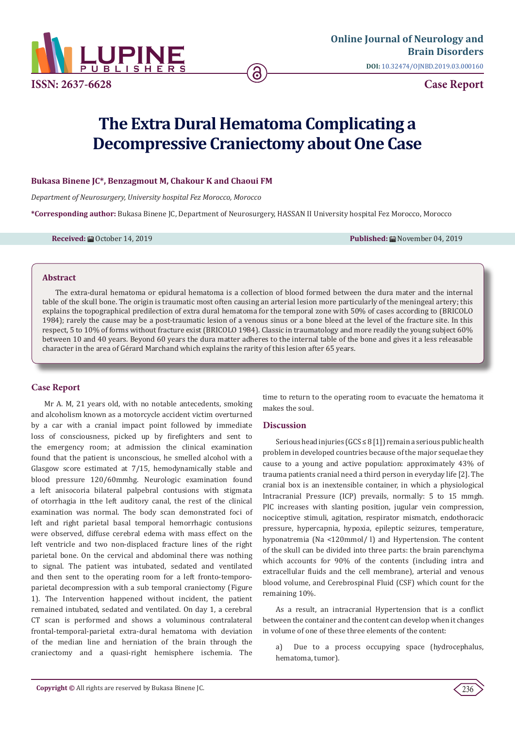# The Extra Dural Hematoma Complicating a Decompressive Craniectomy about One Case

**Bukasa Binene JC*, Benzagmout M, Chakour K and Chaoui FM**

*Department of Neurosurgery, University hospital Fez Morocco, Morocco*

**\*Corresponding author:** Bukasa Binene JC, Department of Neurosurgery, HASSAN II University hospital Fez Morocco, Morocco

**Received:** October 14, 2019 **Published:** November 04, 2019

## Abstract

The extra-dural hematoma or epidural hematoma is a collection of blood formed between the dura mater and the internal table of the skull bone. The origin is traumatic most often causing an arterial lesion more particularly of the meningeal artery; this explains the topographical predilection of extra dural hematoma for the temporal zone with 50% of cases according to (BRICOLO 1984); rarely the cause may be a post-traumatic lesion of a venous sinus or a bone bleed at the level of the fracture site. In this respect, 5 to 10% of forms without fracture exist (BRICOLO 1984). Classic in traumatology and more readily the young subject 60% between 10 and 40 years. Beyond 60 years the dura matter adheres to the internal table of the bone and gives it a less releasable character in the area of Gérard Marchand which explains the rarity of this lesion after 65 years.

## Case Report

Mr A. M, 21 years old, with no notable antecedents, smoking and alcoholism known as a motorcycle accident victim overturned by a car with a cranial impact point followed by immediate loss of consciousness, picked up by firefighters and sent to the emergency room; at admission the clinical examination found that the patient is unconscious, he smelled alcohol with a Glasgow score estimated at 7/15, hemodynamically stable and blood pressure 120/60mmhg. Neurologic examination found a left anisocoria bilateral palpebral contusions with stigmata of otorrhagia in tthe left auditory canal, the rest of the clinical examination was normal. The body scan demonstrated foci of left and right parietal basal temporal hemorrhagic contusions were observed, diffuse cerebral edema with mass effect on the left ventricle and two non-displaced fracture lines of the right parietal bone. On the cervical and abdominal there was nothing to signal. The patient was intubated, sedated and ventilated and then sent to the operating room for a left fronto-temporo-parietal decompression with a sub temporal craniectomy (Figure 1). The Intervention happened without incident, the patient remained intubated, sedated and ventilated. On day 1, a cerebral CT scan is performed and shows a voluminous contralateral frontal-temporal-parietal extra-dural hematoma with deviation of the median line and herniation of the brain through the craniectomy and a quasi-right hemisphere ischemia. The time to return to the operating room to evacuate the hematoma it makes the soul.

## Discussion

Serious head injuries (GCS ≤ 8 [1]) remain a serious public health problem in developed countries because of the major sequelae they cause to a young and active population: approximately 43% of trauma patients cranial need a third person in everyday life [2]. The cranial box is an inextensible container, in which a physiological Intracranial Pressure (ICP) prevails, normally: 5 to 15 mmgh. PIC increases with slanting position, jugular vein compression, nociceptive stimuli, agitation, respirator mismatch, endothoracic pressure, hypercapnia, hypoxia, epileptic seizures, temperature, hyponatremia (Na <120mmol/ l) and Hypertension. The content of the skull can be divided into three parts: the brain parenchyma which accounts for 90% of the contents (including intra and extracellular fluids and the cell membrane), arterial and venous blood volume, and Cerebrospinal Fluid (CSF) which count for the remaining 10%.

As a result, an intracranial Hypertension that is a conflict between the container and the content can develop when it changes in volume of one of these three elements of the content:

a) Due to a process occupying space (hydrocephalus, hematoma, tumor).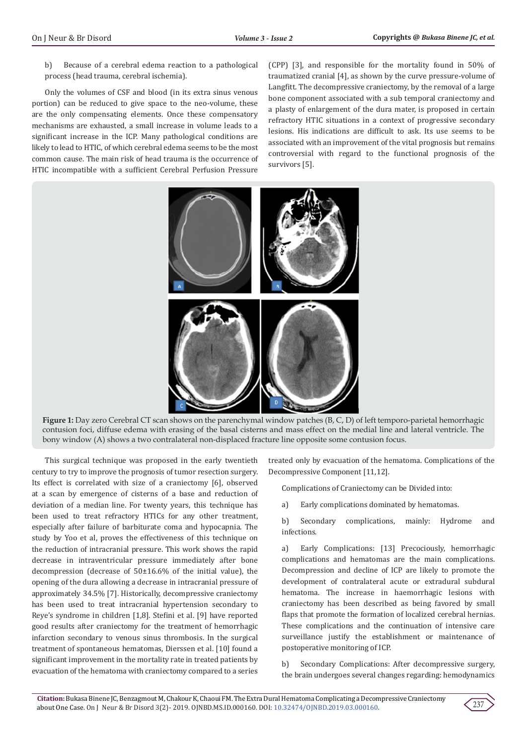b) Because of a cerebral edema reaction to a pathological process (head trauma, cerebral ischemia).

Only the volumes of CSF and blood (in its extra sinus venous portion) can be reduced to give space to the neo-volume, these are the only compensating elements. Once these compensatory mechanisms are exhausted, a small increase in volume leads to a significant increase in the ICP. Many pathological conditions are likely to lead to HTIC, of which cerebral edema seems to be the most common cause. The main risk of head trauma is the occurrence of HTIC incompatible with a sufficient Cerebral Perfusion Pressure (CPP) [3], and responsible for the mortality found in 50% of traumatized cranial [4], as shown by the curve pressure-volume of Langfitt. The decompressive craniectomy, by the removal of a large bone component associated with a sub temporal craniectomy and a plasty of enlargement of the dura mater, is proposed in certain refractory HTIC situations in a context of progressive secondary lesions. His indications are difficult to ask. Its use seems to be associated with an improvement of the vital prognosis but remains controversial with regard to the functional prognosis of the survivors [5].

**Figure 1:** Day zero Cerebral CT scan shows on the parenchymal window patches (B, C, D) of left temporo-parietal hemorrhagic contusion foci, diffuse edema with erasing of the basal cisterns and mass effect on the medial line and lateral ventricle. The bony window (A) shows a two contralateral non-displaced fracture line opposite some contusion focus.

This surgical technique was proposed in the early twentieth century to try to improve the prognosis of tumor resection surgery. Its effect is correlated with size of a craniectomy [6], observed at a scan by emergence of cisterns of a base and reduction of deviation of a median line. For twenty years, this technique has been used to treat refractory HTICs for any other treatment, especially after failure of barbiturate coma and hypocapnia. The study by Yoo et al, proves the effectiveness of this technique on the reduction of intracranial pressure. This work shows the rapid decrease in intraventricular pressure immediately after bone decompression (decrease of 50±16.6% of the initial value), the opening of the dura allowing a decrease in intracranial pressure of approximately 34.5% [7]. Historically, decompressive craniectomy has been used to treat intracranial hypertension secondary to Reye's syndrome in children [1,8]. Stefini et al. [9] have reported good results after craniectomy for the treatment of hemorrhagic infarction secondary to venous sinus thrombosis. In the surgical treatment of spontaneous hematomas, Dierssen et al. [10] found a significant improvement in the mortality rate in treated patients by evacuation of the hematoma with craniectomy compared to a series treated only by evacuation of the hematoma. Complications of the Decompressive Component [11,12].

Complications of Craniectomy can be Divided into:

a) Early complications dominated by hematomas.

b) Secondary complications, mainly: Hydrome and infections.

a) Early Complications: [13] Precociously, hemorrhagic complications and hematomas are the main complications. Decompression and decline of ICP are likely to promote the development of contralateral acute or extradural subdural hematoma. The increase in haemorrhagic lesions with craniectomy has been described as being favored by small flaps that promote the formation of localized cerebral hernias. These complications and the continuation of intensive care surveillance justify the establishment or maintenance of postoperative monitoring of ICP.

b) Secondary Complications: After decompressive surgery, the brain undergoes several changes regarding: hemodynamics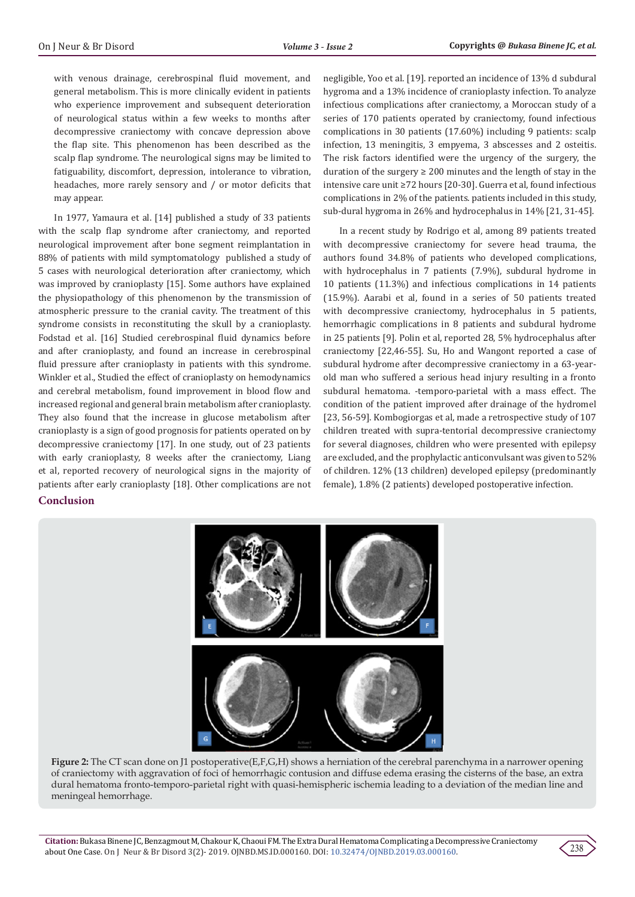with venous drainage, cerebrospinal fluid movement, and general metabolism. This is more clinically evident in patients who experience improvement and subsequent deterioration of neurological status within a few weeks to months after decompressive craniectomy with concave depression above the flap site. This phenomenon has been described as the scalp flap syndrome. The neurological signs may be limited to fatiguability, discomfort, depression, intolerance to vibration, headaches, more rarely sensory and / or motor deficits that may appear.

In 1977, Yamaura et al. [14] published a study of 33 patients with the scalp flap syndrome after craniectomy, and reported neurological improvement after bone segment reimplantation in 88% of patients with mild symptomatology published a study of 5 cases with neurological deterioration after craniectomy, which was improved by cranioplasty [15]. Some authors have explained the physiopathology of this phenomenon by the transmission of atmospheric pressure to the cranial cavity. The treatment of this syndrome consists in reconstituting the skull by a cranioplasty. Fodstad et al. [16] Studied cerebrospinal fluid dynamics before and after cranioplasty, and found an increase in cerebrospinal fluid pressure after cranioplasty in patients with this syndrome. Winkler et al., Studied the effect of cranioplasty on hemodynamics and cerebral metabolism, found improvement in blood flow and increased regional and general brain metabolism after cranioplasty. They also found that the increase in glucose metabolism after cranioplasty is a sign of good prognosis for patients operated on by decompressive craniectomy [17]. In one study, out of 23 patients with early cranioplasty, 8 weeks after the craniectomy, Liang et al, reported recovery of neurological signs in the majority of patients after early cranioplasty [18]. Other complications are not negligible, Yoo et al. [19]. reported an incidence of 13% d subdural hygroma and a 13% incidence of cranioplasty infection. To analyze infectious complications after craniectomy, a Moroccan study of a series of 170 patients operated by craniectomy, found infectious complications in 30 patients (17.60%) including 9 patients: scalp infection, 13 meningitis, 3 empyema, 3 abscesses and 2 osteitis. The risk factors identified were the urgency of the surgery, the duration of the surgery ≥ 200 minutes and the length of stay in the intensive care unit ≥72 hours [20-30]. Guerra et al, found infectious complications in 2% of the patients. patients included in this study, sub-dural hygroma in 26% and hydrocephalus in 14% [21, 31-45].

In a recent study by Rodrigo et al, among 89 patients treated with decompressive craniectomy for severe head trauma, the authors found 34.8% of patients who developed complications, with hydrocephalus in 7 patients (7.9%), subdural hydrome in 10 patients (11.3%) and infectious complications in 14 patients (15.9%). Aarabi et al, found in a series of 50 patients treated with decompressive craniectomy, hydrocephalus in 5 patients, hemorrhagic complications in 8 patients and subdural hydrome in 25 patients [9]. Polin et al, reported 28, 5% hydrocephalus after craniectomy [22,46-55]. Su, Ho and Wangont reported a case of subdural hydrome after decompressive craniectomy in a 63-year-old man who suffered a serious head injury resulting in a fronto subdural hematoma. -temporo-parietal with a mass effect. The condition of the patient improved after drainage of the hydromel [23, 56-59]. Kombogiorgas et al, made a retrospective study of 107 children treated with supra-tentorial decompressive craniectomy for several diagnoses, children who were presented with epilepsy are excluded, and the prophylactic anticonvulsant was given to 52% of children. 12% (13 children) developed epilepsy (predominantly female), 1.8% (2 patients) developed postoperative infection.

## Conclusion

**Figure 2:** The CT scan done on J1 postoperative(E,F,G,H) shows a herniation of the cerebral parenchyma in a narrower opening of craniectomy with aggravation of foci of hemorrhagic contusion and diffuse edema erasing the cisterns of the base, an extra dural hematoma fronto-temporo-parietal right with quasi-hemispheric ischemia leading to a deviation of the median line and meningeal hemorrhage.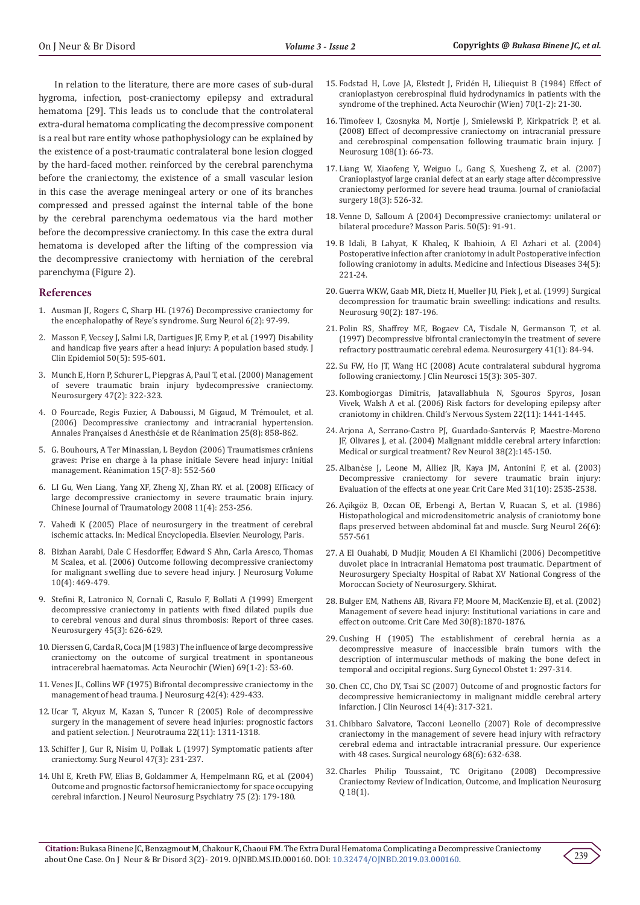In relation to the literature, there are more cases of sub-dural hygroma, infection, post-craniectomy epilepsy and extradural hematoma [29]. This leads us to conclude that the controlateral extra-dural hematoma complicating the decompressive component is a real but rare entity whose pathophysiology can be explained by the existence of a post-traumatic contralateral bone lesion clogged by the hard-faced mother. reinforced by the cerebral parenchyma before the craniectomy, the existence of a small vascular lesion in this case the average meningeal artery or one of its branches compressed and pressed against the internal table of the bone by the cerebral parenchyma oedematous via the hard mother before the decompressive craniectomy. In this case the extra dural hematoma is developed after the lifting of the compression via the decompressive craniectomy with herniation of the cerebral parenchyma (Figure 2).

## References

1. Ausman JI, Rogers C, Sharp HL (1976) Decompressive craniectomy for the encephalopathy of Reye's syndrome. Surg Neurol 6(2): 97-99.
2. Masson F, Vecsey J, Salmi LR, Dartigues JF, Erny P, et al. (1997) Disability and handicap five years after a head injury: A population based study. J Clin Epidemiol 50(5): 595-601.
3. Munch E, Horn P, Schurer L, Piepgras A, Paul T, et al. (2000) Management of severe traumatic brain injury bydecompressive craniectomy. Neurosurgery 47(2): 322-323.
4. O Fourcade, Regis Fuzier, A Daboussi, M Gigaud, M Trémoulet, et al. (2006) Decompressive craniectomy and intracranial hypertension. Annales Françaises d Anesthésie et de Réanimation 25(8): 858-862.
5. G. Bouhours, A Ter Minassian, L Beydon (2006) Traumatismes crâniens graves: Prise en charge à la phase initiale Severe head injury: Initial management. Réanimation 15(7-8): 552-560
6. LI Gu, Wen Liang, Yang XF, Zheng XJ, Zhan RY. et al. (2008) Efficacy of large decompressive craniectomy in severe traumatic brain injury. Chinese Journal of Traumatology 2008 11(4): 253-256.
7. Vahedi K (2005) Place of neurosurgery in the treatment of cerebral ischemic attacks. In: Medical Encyclopedia. Elsevier. Neurology, Paris.
8. Bizhan Aarabi, Dale C Hesdorffer, Edward S Ahn, Carla Aresco, Thomas M Scalea, et al. (2006) Outcome following decompressive craniectomy for malignant swelling due to severe head injury. J Neurosurg Volume 10(4): 469-479.
9. Stefini R, Latronico N, Cornali C, Rasulo F, Bollati A (1999) Emergent decompressive craniectomy in patients with fixed dilated pupils due to cerebral venous and dural sinus thrombosis: Report of three cases. Neurosurgery 45(3): 626-629.
10. Dierssen G, Carda R, Coca JM (1983) The influence of large decompressive craniectomy on the outcome of surgical treatment in spontaneous intracerebral haematomas. Acta Neurochir (Wien) 69(1-2): 53-60.
11. Venes JL, Collins WF (1975) Bifrontal decompressive craniectomy in the management of head trauma. J Neurosurg 42(4): 429-433.
12. Ucar T, Akyuz M, Kazan S, Tuncer R (2005) Role of decompressive surgery in the management of severe head injuries: prognostic factors and patient selection. J Neurotrauma 22(11): 1311-1318.
13. Schiffer J, Gur R, Nisim U, Pollak L (1997) Symptomatic patients after craniectomy. Surg Neurol 47(3): 231-237.
14. Uhl E, Kreth FW, Elias B, Goldammer A, Hempelmann RG, et al. (2004) Outcome and prognostic factorsof hemicraniectomy for space occupying cerebral infarction. J Neurol Neurosurg Psychiatry 75 (2): 179-180.
15. Fodstad H, Love JA, Ekstedt J, Fridén H, Liliequist B (1984) Effect of cranioplastyon cerebrospinal fluid hydrodynamics in patients with the syndrome of the trephined. Acta Neurochir (Wien) 70(1-2): 21-30.
16. Timofeev I, Czosnyka M, Nortje J, Smielewski P, Kirkpatrick P, et al. (2008) Effect of decompressive craniectomy on intracranial pressure and cerebrospinal compensation following traumatic brain injury. J Neurosurg 108(1): 66-73.
17. Liang W, Xiaofeng Y, Weiguo L, Gang S, Xuesheng Z, et al. (2007) Cranioplastyof large cranial defect at an early stage after décompressive craniectomy performed for severe head trauma. Journal of craniofacial surgery 18(3): 526-32.
18. Venne D, Salloum A (2004) Decompressive craniectomy: unilateral or bilateral procedure? Masson Paris. 50(5): 91-91.
19. B Idali, B Lahyat, K Khaleq, K Ibahioin, A El Azhari et al. (2004) Postoperative infection after craniotomy in adult Postoperative infection following craniotomy in adults. Medicine and Infectious Diseases 34(5): 221-24.
20. Guerra WKW, Gaab MR, Dietz H, Mueller JU, Piek J, et al. (1999) Surgical decompression for traumatic brain sweelling: indications and results. Neurosurg 90(2): 187-196.
21. Polin RS, Shaffrey ME, Bogaev CA, Tisdale N, Germanson T, et al. (1997) Decompressive bifrontal craniectomyin the treatment of severe refractory posttraumatic cerebral edema. Neurosurgery 41(1): 84-94.
22. Su FW, Ho JT, Wang HC (2008) Acute contralateral subdural hygroma following craniectomy. J Clin Neurosci 15(3): 305-307.
23. Kombogiorgas Dimitris, Jatavallabhula N, Sgouros Spyros, Josan Vivek, Walsh A et al. (2006) Risk factors for developing epilepsy after craniotomy in children. Child's Nervous System 22(11): 1441-1445.
24. Arjona A, Serrano-Castro PJ, Guardado-Santervás P, Maestre-Moreno JF, Olivares J, et al. (2004) Malignant middle cerebral artery infarction: Medical or surgical treatment? Rev Neurol 38(2):145-150.
25. Albanèse J, Leone M, Alliez JR, Kaya JM, Antonini F, et al. (2003) Decompressive craniectomy for severe traumatic brain injury: Evaluation of the effects at one year. Crit Care Med 31(10): 2535-2538.
26. Açikgöz B, Ozcan OE, Erbengi A, Bertan V, Ruacan S, et al. (1986) Histopathological and microdensitometric analysis of craniotomy bone flaps preserved between abdominal fat and muscle. Surg Neurol 26(6): 557-561
27. A El Ouahabi, D Mudjir, Mouden A El Khamlichi (2006) Decompetitive duvolet place in intracranial Hematoma post traumatic. Department of Neurosurgery Specialty Hospital of Rabat XV National Congress of the Moroccan Society of Neurosurgery. Skhirat.
28. Bulger EM, Nathens AB, Rivara FP, Moore M, MacKenzie EJ, et al. (2002) Management of severe head injury: Institutional variations in care and effect on outcome. Crit Care Med 30(8):1870-1876.
29. Cushing H (1905) The establishment of cerebral hernia as a decompressive measure of inaccessible brain tumors with the description of intermuscular methods of making the bone defect in temporal and occipital regions. Surg Gynecol Obstet 1: 297-314.
30. Chen CC, Cho DY, Tsai SC (2007) Outcome of and prognostic factors for decompressive hemicraniectomy in malignant middle cerebral artery infarction. J Clin Neurosci 14(4): 317-321.
31. Chibbaro Salvatore, Tacconi Leonello (2007) Role of decompressive craniectomy in the management of severe head injury with refractory cerebral edema and intractable intracranial pressure. Our experience with 48 cases. Surgical neurology 68(6): 632-638.
32. Charles Philip Toussaint, TC Origitano (2008) Decompressive Craniectomy Review of Indication, Outcome, and Implication Neurosurg Q 18(1).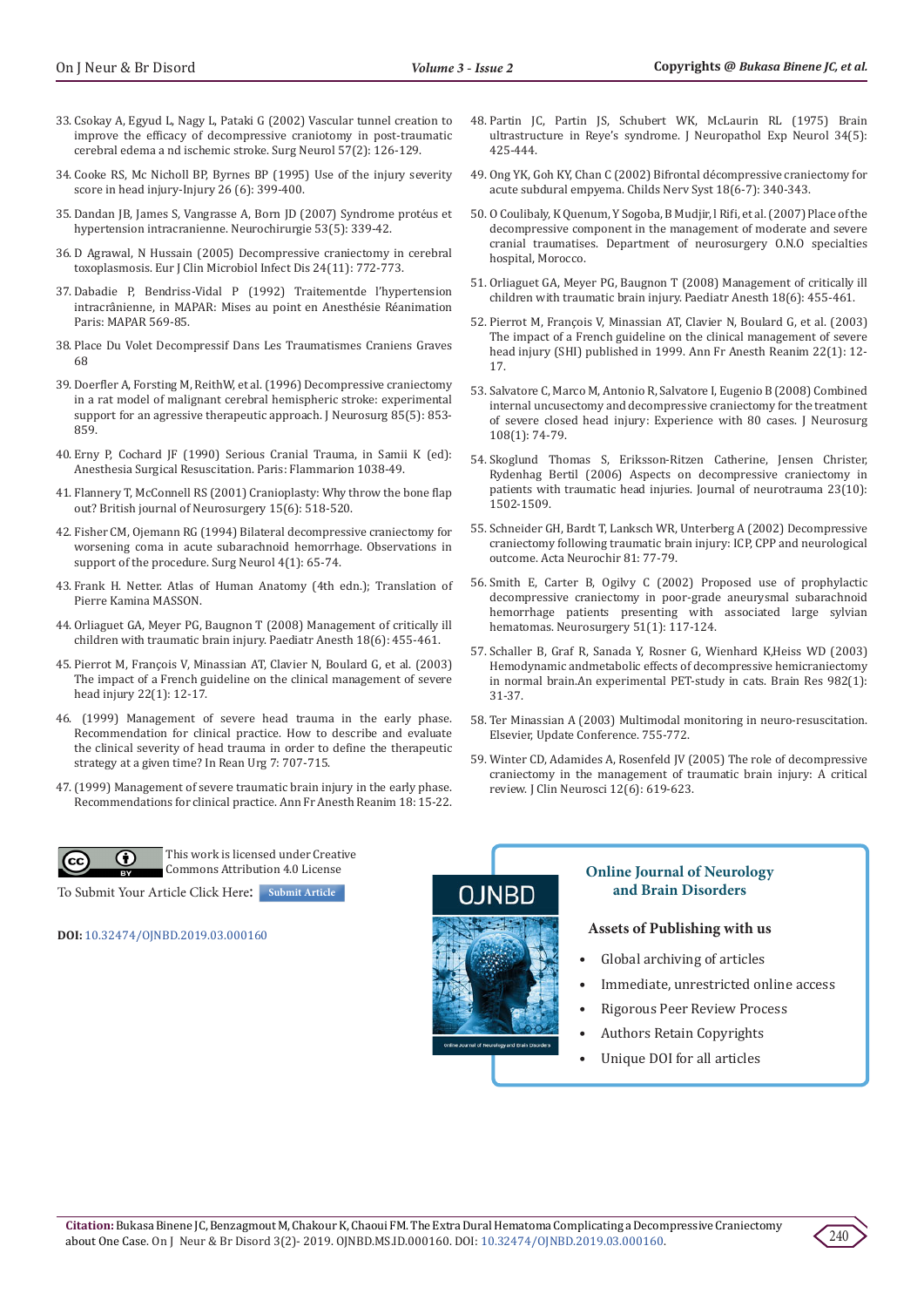33. Csokay A, Egyud L, Nagy L, Pataki G (2002) Vascular tunnel creation to improve the efficacy of decompressive craniotomy in post-traumatic cerebral edema a nd ischemic stroke. Surg Neurol 57(2): 126-129.

34. Cooke RS, Mc Nicholl BP, Byrnes BP (1995) Use of the injury severity score in head injury-Injury 26 (6): 399-400.

35. Dandan JB, James S, Vangrasse A, Born JD (2007) Syndrome protéus et hypertension intracranienne. Neurochirurgie 53(5): 339-42.

36. D Agrawal, N Hussain (2005) Decompressive craniectomy in cerebral toxoplasmosis. Eur J Clin Microbiol Infect Dis 24(11): 772-773.

37. Dabadie P, Bendriss-Vidal P (1992) Traitementde l'hypertension intracrânienne, in MAPAR: Mises au point en Anesthésie Réanimation Paris: MAPAR 569-85.

38. Place Du Volet Decompressif Dans Les Traumatismes Craniens Graves 68

39. Doerfler A, Forsting M, ReithW, et al. (1996) Decompressive craniectomy in a rat model of malignant cerebral hemispheric stroke: experimental support for an agressive therapeutic approach. J Neurosurg 85(5): 853-859.

40. Erny P, Cochard JF (1990) Serious Cranial Trauma, in Samii K (ed): Anesthesia Surgical Resuscitation. Paris: Flammarion 1038-49.

41. Flannery T, McConnell RS (2001) Cranioplasty: Why throw the bone flap out? British journal of Neurosurgery 15(6): 518-520.

42. Fisher CM, Ojemann RG (1994) Bilateral decompressive craniectomy for worsening coma in acute subarachnoid hemorrhage. Observations in support of the procedure. Surg Neurol 4(1): 65-74.

43. Frank H. Netter. Atlas of Human Anatomy (4th edn.); Translation of Pierre Kamina MASSON.

44. Orliaguet GA, Meyer PG, Baugnon T (2008) Management of critically ill children with traumatic brain injury. Paediatr Anesth 18(6): 455-461.

45. Pierrot M, François V, Minassian AT, Clavier N, Boulard G, et al. (2003) The impact of a French guideline on the clinical management of severe head injury 22(1): 12-17.

46. (1999) Management of severe head trauma in the early phase. Recommendation for clinical practice. How to describe and evaluate the clinical severity of head trauma in order to define the therapeutic strategy at a given time? In Rean Urg 7: 707-715.

47. (1999) Management of severe traumatic brain injury in the early phase. Recommendations for clinical practice. Ann Fr Anesth Reanim 18: 15-22.

48. Partin JC, Partin JS, Schubert WK, McLaurin RL (1975) Brain ultrastructure in Reye's syndrome. J Neuropathol Exp Neurol 34(5): 425-444.

49. Ong YK, Goh KY, Chan C (2002) Bifrontal décompressive craniectomy for acute subdural empyema. Childs Nerv Syst 18(6-7): 340-343.

50. O Coulibaly, K Quenum, Y Sogoba, B Mudjir, l Rifi, et al. (2007) Place of the decompressive component in the management of moderate and severe cranial traumatises. Department of neurosurgery O.N.O specialties hospital, Morocco.

51. Orliaguet GA, Meyer PG, Baugnon T (2008) Management of critically ill children with traumatic brain injury. Paediatr Anesth 18(6): 455-461.

52. Pierrot M, François V, Minassian AT, Clavier N, Boulard G, et al. (2003) The impact of a French guideline on the clinical management of severe head injury (SHI) published in 1999. Ann Fr Anesth Reanim 22(1): 12-17.

53. Salvatore C, Marco M, Antonio R, Salvatore I, Eugenio B (2008) Combined internal uncusectomy and decompressive craniectomy for the treatment of severe closed head injury: Experience with 80 cases. J Neurosurg 108(1): 74-79.

54. Skoglund Thomas S, Eriksson-Ritzen Catherine, Jensen Christer, Rydenhag Bertil (2006) Aspects on decompressive craniectomy in patients with traumatic head injuries. Journal of neurotrauma 23(10): 1502-1509.

55. Schneider GH, Bardt T, Lanksch WR, Unterberg A (2002) Decompressive craniectomy following traumatic brain injury: ICP, CPP and neurological outcome. Acta Neurochir 81: 77-79.

56. Smith E, Carter B, Ogilvy C (2002) Proposed use of prophylactic decompressive craniectomy in poor-grade aneurysmal subarachnoid hemorrhage patients presenting with associated large sylvian hematomas. Neurosurgery 51(1): 117-124.

57. Schaller B, Graf R, Sanada Y, Rosner G, Wienhard K,Heiss WD (2003) Hemodynamic andmetabolic effects of decompressive hemicraniectomy in normal brain.An experimental PET-study in cats. Brain Res 982(1): 31-37.

58. Ter Minassian A (2003) Multimodal monitoring in neuro-resuscitation. Elsevier, Update Conference. 755-772.

59. Winter CD, Adamides A, Rosenfeld JV (2005) The role of decompressive craniectomy in the management of traumatic brain injury: A critical review. J Clin Neurosci 12(6): 619-623.

This work is licensed under Creative Commons Attribution 4.0 License

To Submit Your Article Click Here: Submit Article

**DOI:** 10.32474/OJNBD.2019.03.000160

**Online Journal of Neurology and Brain Disorders**

**Assets of Publishing with us**

- Global archiving of articles
- Immediate, unrestricted online access
- Rigorous Peer Review Process
- Authors Retain Copyrights
- Unique DOI for all articles

**Citation:** Bukasa Binene JC, Benzagmout M, Chakour K, Chaoui FM. The Extra Dural Hematoma Complicating a Decompressive Craniectomy about One Case. On J Neur & Br Disord 3(2)- 2019. OJNBD.MS.ID.000160. DOI: 10.32474/OJNBD.2019.03.000160.